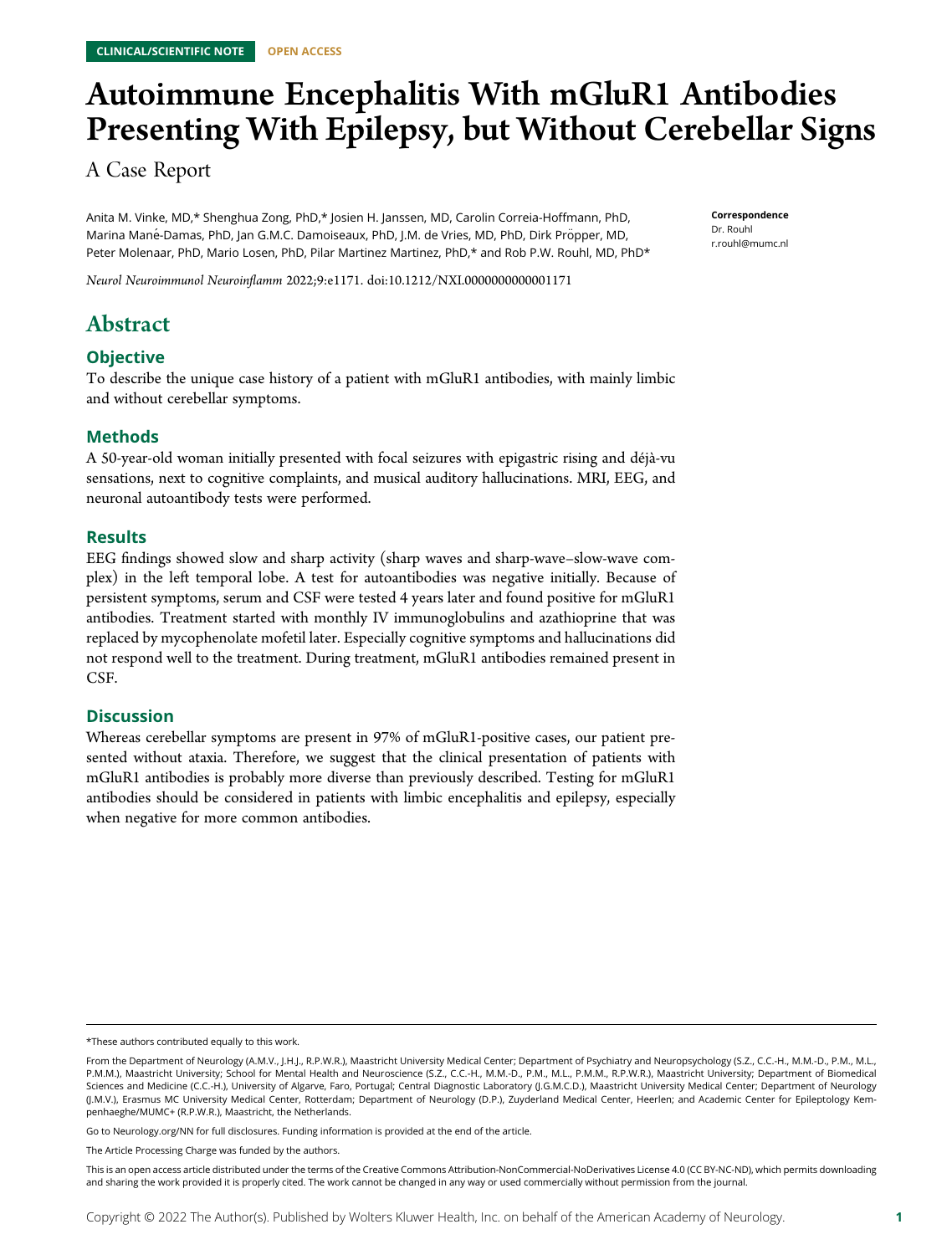CLINICAL/SCIENTIFIC NOTE OPEN ACCESS

# Autoimmune Encephalitis With mGluR1 Antibodies Presenting With Epilepsy, but Without Cerebellar Signs

A Case Report

Anita M. Vinke, MD,* Shenghua Zong, PhD,* Josien H. Janssen, MD, Carolin Correia-Hoffmann, PhD, Marina Mané-Damas, PhD, Jan G.M.C. Damoiseaux, PhD, J.M. de Vries, MD, PhD, Dirk Pröpper, MD, Peter Molenaar, PhD, Mario Losen, PhD, Pilar Martinez Martinez, PhD,* and Rob P.W. Rouhl, MD, PhD*

*Neurol Neuroimmunol Neuroinflamm* 2022;9:e1171. doi:10.1212/NXI.0000000000001171

**Correspondence**
Dr. Rouhl
r.rouhl@mumc.nl

## Abstract

### Objective

To describe the unique case history of a patient with mGluR1 antibodies, with mainly limbic and without cerebellar symptoms.

### Methods

A 50-year-old woman initially presented with focal seizures with epigastric rising and déjà-vu sensations, next to cognitive complaints, and musical auditory hallucinations. MRI, EEG, and neuronal autoantibody tests were performed.

### Results

EEG findings showed slow and sharp activity (sharp waves and sharp-wave–slow-wave complex) in the left temporal lobe. A test for autoantibodies was negative initially. Because of persistent symptoms, serum and CSF were tested 4 years later and found positive for mGluR1 antibodies. Treatment started with monthly IV immunoglobulins and azathioprine that was replaced by mycophenolate mofetil later. Especially cognitive symptoms and hallucinations did not respond well to the treatment. During treatment, mGluR1 antibodies remained present in CSF.

### Discussion

Whereas cerebellar symptoms are present in 97% of mGluR1-positive cases, our patient presented without ataxia. Therefore, we suggest that the clinical presentation of patients with mGluR1 antibodies is probably more diverse than previously described. Testing for mGluR1 antibodies should be considered in patients with limbic encephalitis and epilepsy, especially when negative for more common antibodies.

*These authors contributed equally to this work.

From the Department of Neurology (A.M.V., J.H.J., R.P.W.R.), Maastricht University Medical Center; Department of Psychiatry and Neuropsychology (S.Z., C.C.-H., M.M.-D., P.M., M.L., P.M.M.), Maastricht University; School for Mental Health and Neuroscience (S.Z., C.C.-H., M.M.-D., P.M., M.L., P.M.M., R.P.W.R.), Maastricht University; Department of Biomedical Sciences and Medicine (C.C.-H.), University of Algarve, Faro, Portugal; Central Diagnostic Laboratory (J.G.M.C.D.), Maastricht University Medical Center; Department of Neurology (J.M.V.), Erasmus MC University Medical Center, Rotterdam; Department of Neurology (D.P.), Zuyderland Medical Center, Heerlen; and Academic Center for Epileptology Kempenhaeghe/MUMC+ (R.P.W.R.), Maastricht, the Netherlands.

Go to Neurology.org/NN for full disclosures. Funding information is provided at the end of the article.

The Article Processing Charge was funded by the authors.

This is an open access article distributed under the terms of the Creative Commons Attribution-NonCommercial-NoDerivatives License 4.0 (CC BY-NC-ND), which permits downloading and sharing the work provided it is properly cited. The work cannot be changed in any way or used commercially without permission from the journal.

Copyright © 2022 The Author(s). Published by Wolters Kluwer Health, Inc. on behalf of the American Academy of Neurology.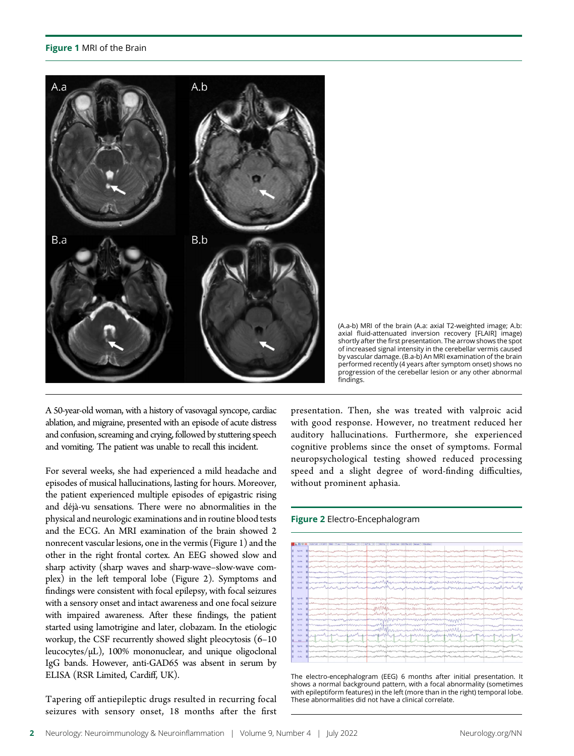**Figure 1** MRI of the Brain

(A.a-b) MRI of the brain (A.a: axial T2-weighted image; A.b: axial fluid-attenuated inversion recovery [FLAIR] image) shortly after the first presentation. The arrow shows the spot of increased signal intensity in the cerebellar vermis caused by vascular damage. (B.a-b) An MRI examination of the brain performed recently (4 years after symptom onset) shows no progression of the cerebellar lesion or any other abnormal findings.

A 50-year-old woman, with a history of vasovagal syncope, cardiac ablation, and migraine, presented with an episode of acute distress and confusion, screaming and crying, followed by stuttering speech and vomiting. The patient was unable to recall this incident.

For several weeks, she had experienced a mild headache and episodes of musical hallucinations, lasting for hours. Moreover, the patient experienced multiple episodes of epigastric rising and déjà-vu sensations. There were no abnormalities in the physical and neurologic examinations and in routine blood tests and the ECG. An MRI examination of the brain showed 2 nonrecent vascular lesions, one in the vermis (Figure 1) and the other in the right frontal cortex. An EEG showed slow and sharp activity (sharp waves and sharp-wave–slow-wave complex) in the left temporal lobe (Figure 2). Symptoms and findings were consistent with focal epilepsy, with focal seizures with a sensory onset and intact awareness and one focal seizure with impaired awareness. After these findings, the patient started using lamotrigine and later, clobazam. In the etiologic workup, the CSF recurrently showed slight pleocytosis (6–10 leucocytes/μL), 100% mononuclear, and unique oligoclonal IgG bands. However, anti-GAD65 was absent in serum by ELISA (RSR Limited, Cardiff, UK).

Tapering off antiepileptic drugs resulted in recurring focal seizures with sensory onset, 18 months after the first presentation. Then, she was treated with valproic acid with good response. However, no treatment reduced her auditory hallucinations. Furthermore, she experienced cognitive problems since the onset of symptoms. Formal neuropsychological testing showed reduced processing speed and a slight degree of word-finding difficulties, without prominent aphasia.

**Figure 2** Electro-Encephalogram

The electro-encephalogram (EEG) 6 months after initial presentation. It shows a normal background pattern, with a focal abnormality (sometimes with epileptiform features) in the left (more than in the right) temporal lobe. These abnormalities did not have a clinical correlate.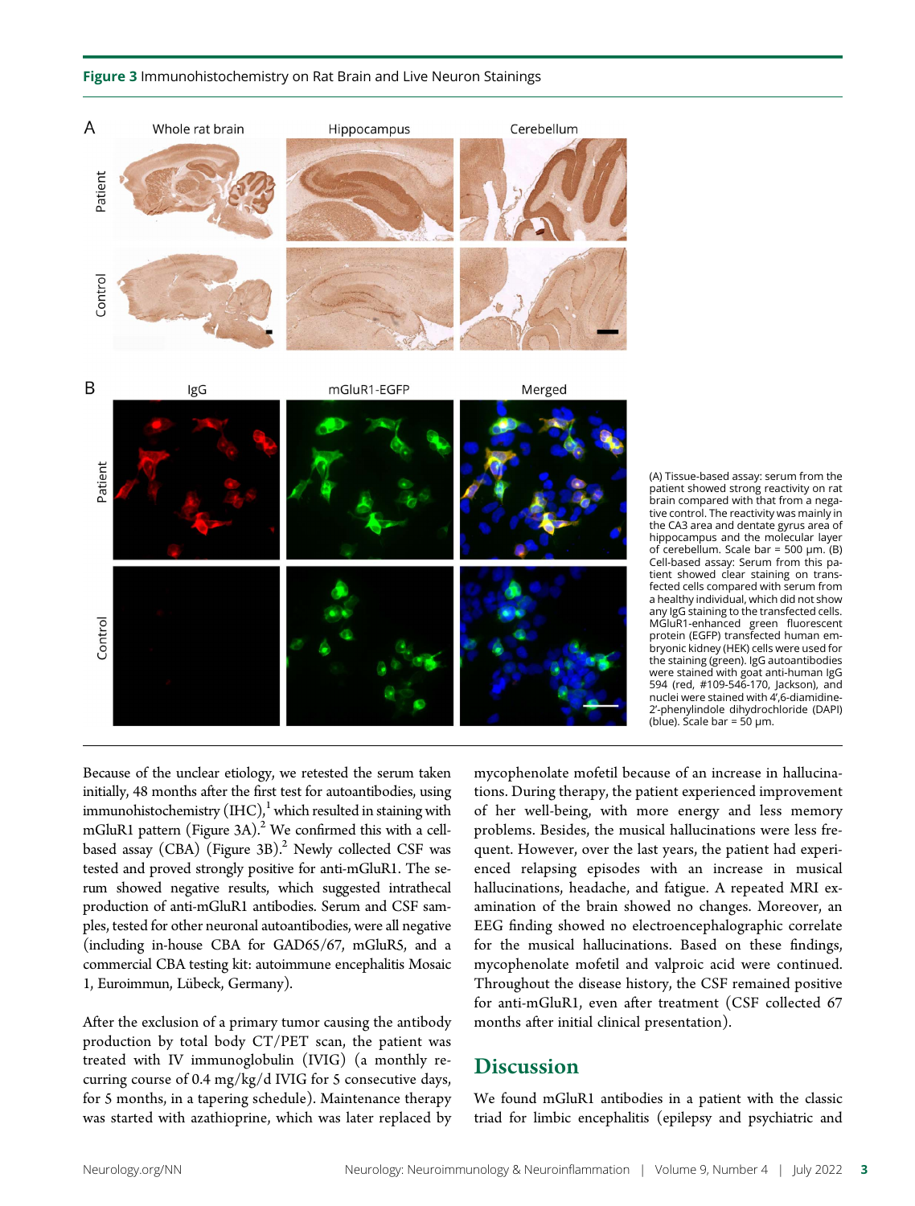**Figure 3** Immunohistochemistry on Rat Brain and Live Neuron Stainings

(A) Tissue-based assay: serum from the patient showed strong reactivity on rat brain compared with that from a negative control. The reactivity was mainly in the CA3 area and dentate gyrus area of hippocampus and the molecular layer of cerebellum. Scale bar = 500 μm. (B) Cell-based assay: Serum from this patient showed clear staining on transfected cells compared with serum from a healthy individual, which did not show any IgG staining to the transfected cells. MGluR1-enhanced green fluorescent protein (EGFP) transfected human embryonic kidney (HEK) cells were used for the staining (green). IgG autoantibodies were stained with goat anti-human IgG 594 (red, #109-546-170, Jackson), and nuclei were stained with 4′,6-diamidine-2′-phenylindole dihydrochloride (DAPI) (blue). Scale bar = 50 μm.

Because of the unclear etiology, we retested the serum taken initially, 48 months after the first test for autoantibodies, using immunohistochemistry (IHC),[1] which resulted in staining with mGluR1 pattern (Figure 3A).[2] We confirmed this with a cell-based assay (CBA) (Figure 3B).[2] Newly collected CSF was tested and proved strongly positive for anti-mGluR1. The serum showed negative results, which suggested intrathecal production of anti-mGluR1 antibodies. Serum and CSF samples, tested for other neuronal autoantibodies, were all negative (including in-house CBA for GAD65/67, mGluR5, and a commercial CBA testing kit: autoimmune encephalitis Mosaic 1, Euroimmun, Lübeck, Germany).

After the exclusion of a primary tumor causing the antibody production by total body CT/PET scan, the patient was treated with IV immunoglobulin (IVIG) (a monthly recurring course of 0.4 mg/kg/d IVIG for 5 consecutive days, for 5 months, in a tapering schedule). Maintenance therapy was started with azathioprine, which was later replaced by mycophenolate mofetil because of an increase in hallucinations. During therapy, the patient experienced improvement of her well-being, with more energy and less memory problems. Besides, the musical hallucinations were less frequent. However, over the last years, the patient had experienced relapsing episodes with an increase in musical hallucinations, headache, and fatigue. A repeated MRI examination of the brain showed no changes. Moreover, an EEG finding showed no electroencephalographic correlate for the musical hallucinations. Based on these findings, mycophenolate mofetil and valproic acid were continued. Throughout the disease history, the CSF remained positive for anti-mGluR1, even after treatment (CSF collected 67 months after initial clinical presentation).

## Discussion

We found mGluR1 antibodies in a patient with the classic triad for limbic encephalitis (epilepsy and psychiatric and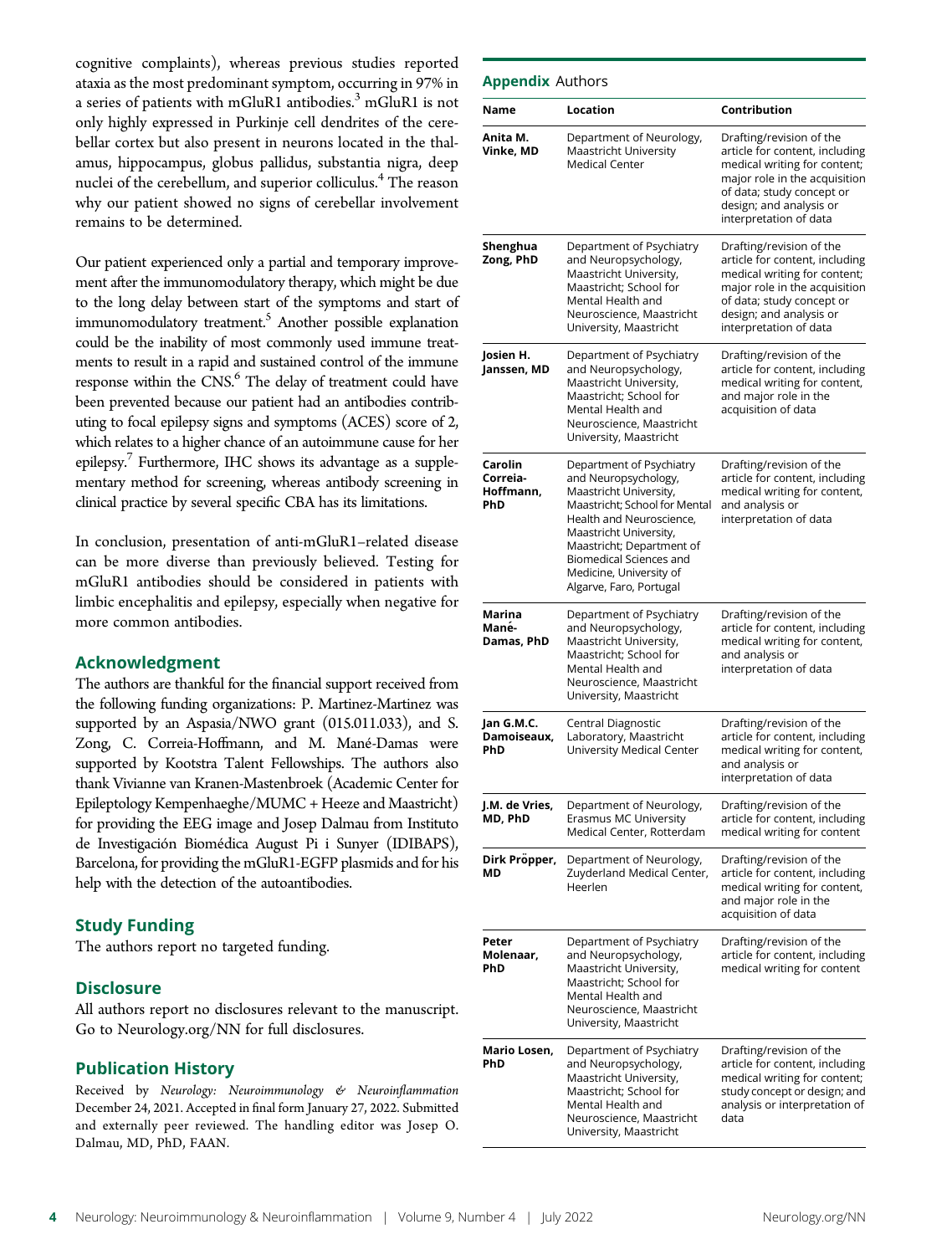cognitive complaints), whereas previous studies reported ataxia as the most predominant symptom, occurring in 97% in a series of patients with mGluR1 antibodies.[3] mGluR1 is not only highly expressed in Purkinje cell dendrites of the cerebellar cortex but also present in neurons located in the thalamus, hippocampus, globus pallidus, substantia nigra, deep nuclei of the cerebellum, and superior colliculus.[4] The reason why our patient showed no signs of cerebellar involvement remains to be determined.

Our patient experienced only a partial and temporary improvement after the immunomodulatory therapy, which might be due to the long delay between start of the symptoms and start of immunomodulatory treatment.[5] Another possible explanation could be the inability of most commonly used immune treatments to result in a rapid and sustained control of the immune response within the CNS.[6] The delay of treatment could have been prevented because our patient had an antibodies contributing to focal epilepsy signs and symptoms (ACES) score of 2, which relates to a higher chance of an autoimmune cause for her epilepsy.[7] Furthermore, IHC shows its advantage as a supplementary method for screening, whereas antibody screening in clinical practice by several specific CBA has its limitations.

In conclusion, presentation of anti-mGluR1–related disease can be more diverse than previously believed. Testing for mGluR1 antibodies should be considered in patients with limbic encephalitis and epilepsy, especially when negative for more common antibodies.

## Acknowledgment

The authors are thankful for the financial support received from the following funding organizations: P. Martinez-Martinez was supported by an Aspasia/NWO grant (015.011.033), and S. Zong, C. Correia-Hoffmann, and M. Mané-Damas were supported by Kootstra Talent Fellowships. The authors also thank Vivianne van Kranen-Mastenbroek (Academic Center for Epileptology Kempenhaeghe/MUMC + Heeze and Maastricht) for providing the EEG image and Josep Dalmau from Instituto de Investigación Biomédica August Pi i Sunyer (IDIBAPS), Barcelona, for providing the mGluR1-EGFP plasmids and for his help with the detection of the autoantibodies.

## Study Funding

The authors report no targeted funding.

## Disclosure

All authors report no disclosures relevant to the manuscript. Go to Neurology.org/NN for full disclosures.

## Publication History

Received by *Neurology: Neuroimmunology & Neuroinflammation* December 24, 2021. Accepted in final form January 27, 2022. Submitted and externally peer reviewed. The handling editor was Josep O. Dalmau, MD, PhD, FAAN.

**Appendix** Authors

| Name | Location | Contribution |
|---|---|---|
| **Anita M. Vinke, MD** | Department of Neurology, Maastricht University Medical Center | Drafting/revision of the article for content, including medical writing for content; major role in the acquisition of data; study concept or design; and analysis or interpretation of data |
| **Shenghua Zong, PhD** | Department of Psychiatry and Neuropsychology, Maastricht University, Maastricht; School for Mental Health and Neuroscience, Maastricht University, Maastricht | Drafting/revision of the article for content, including medical writing for content; major role in the acquisition of data; study concept or design; and analysis or interpretation of data |
| **Josien H. Janssen, MD** | Department of Psychiatry and Neuropsychology, Maastricht University, Maastricht; School for Mental Health and Neuroscience, Maastricht University, Maastricht | Drafting/revision of the article for content, including medical writing for content, and major role in the acquisition of data |
| **Carolin Correia-Hoffmann, PhD** | Department of Psychiatry and Neuropsychology, Maastricht University, Maastricht; School for Mental Health and Neuroscience, Maastricht University, Maastricht; Department of Biomedical Sciences and Medicine, University of Algarve, Faro, Portugal | Drafting/revision of the article for content, including medical writing for content, and analysis or interpretation of data |
| **Marina Mané-Damas, PhD** | Department of Psychiatry and Neuropsychology, Maastricht University, Maastricht; School for Mental Health and Neuroscience, Maastricht University, Maastricht | Drafting/revision of the article for content, including medical writing for content, and analysis or interpretation of data |
| **Jan G.M.C. Damoiseaux, PhD** | Central Diagnostic Laboratory, Maastricht University Medical Center | Drafting/revision of the article for content, including medical writing for content, and analysis or interpretation of data |
| **J.M. de Vries, MD, PhD** | Department of Neurology, Erasmus MC University Medical Center, Rotterdam | Drafting/revision of the article for content, including medical writing for content |
| **Dirk Pröpper, MD** | Department of Neurology, Zuyderland Medical Center, Heerlen | Drafting/revision of the article for content, including medical writing for content, and major role in the acquisition of data |
| **Peter Molenaar, PhD** | Department of Psychiatry and Neuropsychology, Maastricht University, Maastricht; School for Mental Health and Neuroscience, Maastricht University, Maastricht | Drafting/revision of the article for content, including medical writing for content |
| **Mario Losen, PhD** | Department of Psychiatry and Neuropsychology, Maastricht University, Maastricht; School for Mental Health and Neuroscience, Maastricht University, Maastricht | Drafting/revision of the article for content, including medical writing for content; study concept or design; and analysis or interpretation of data |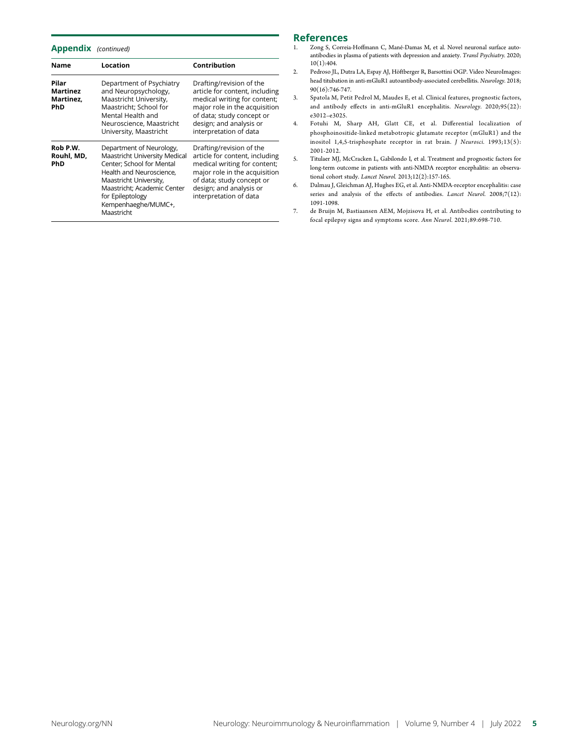**Appendix** *(continued)*

| Name | Location | Contribution |
| --- | --- | --- |
| **Pilar Martinez Martinez, PhD** | Department of Psychiatry and Neuropsychology, Maastricht University, Maastricht; School for Mental Health and Neuroscience, Maastricht University, Maastricht | Drafting/revision of the article for content, including medical writing for content; major role in the acquisition of data; study concept or design; and analysis or interpretation of data |
| **Rob P.W. Rouhl, MD, PhD** | Department of Neurology, Maastricht University Medical Center; School for Mental Health and Neuroscience, Maastricht University, Maastricht; Academic Center for Epileptology Kempenhaeghe/MUMC+, Maastricht | Drafting/revision of the article for content, including medical writing for content; major role in the acquisition of data; study concept or design; and analysis or interpretation of data |

## References

1. Zong S, Correia-Hoffmann C, Mané-Damas M, et al. Novel neuronal surface autoantibodies in plasma of patients with depression and anxiety. *Transl Psychiatry.* 2020;10(1):404.
2. Pedroso JL, Dutra LA, Espay AJ, Höftberger R, Barsottini OGP. Video NeuroImages: head titubation in anti-mGluR1 autoantibody-associated cerebellitis. *Neurology.* 2018;90(16):746-747.
3. Spatola M, Petit Pedrol M, Maudes E, et al. Clinical features, prognostic factors, and antibody effects in anti-mGluR1 encephalitis. *Neurology.* 2020;95(22):e3012–e3025.
4. Fotuhi M, Sharp AH, Glatt CE, et al. Differential localization of phosphoinositide-linked metabotropic glutamate receptor (mGluR1) and the inositol 1,4,5-trisphosphate receptor in rat brain. *J Neurosci.* 1993;13(5):2001-2012.
5. Titulaer MJ, McCracken L, Gabilondo I, et al. Treatment and prognostic factors for long-term outcome in patients with anti-NMDA receptor encephalitis: an observational cohort study. *Lancet Neurol.* 2013;12(2):157-165.
6. Dalmau J, Gleichman AJ, Hughes EG, et al. Anti-NMDA-receptor encephalitis: case series and analysis of the effects of antibodies. *Lancet Neurol.* 2008;7(12):1091-1098.
7. de Bruijn M, Bastiaansen AEM, Mojzisova H, et al. Antibodies contributing to focal epilepsy signs and symptoms score. *Ann Neurol.* 2021;89:698-710.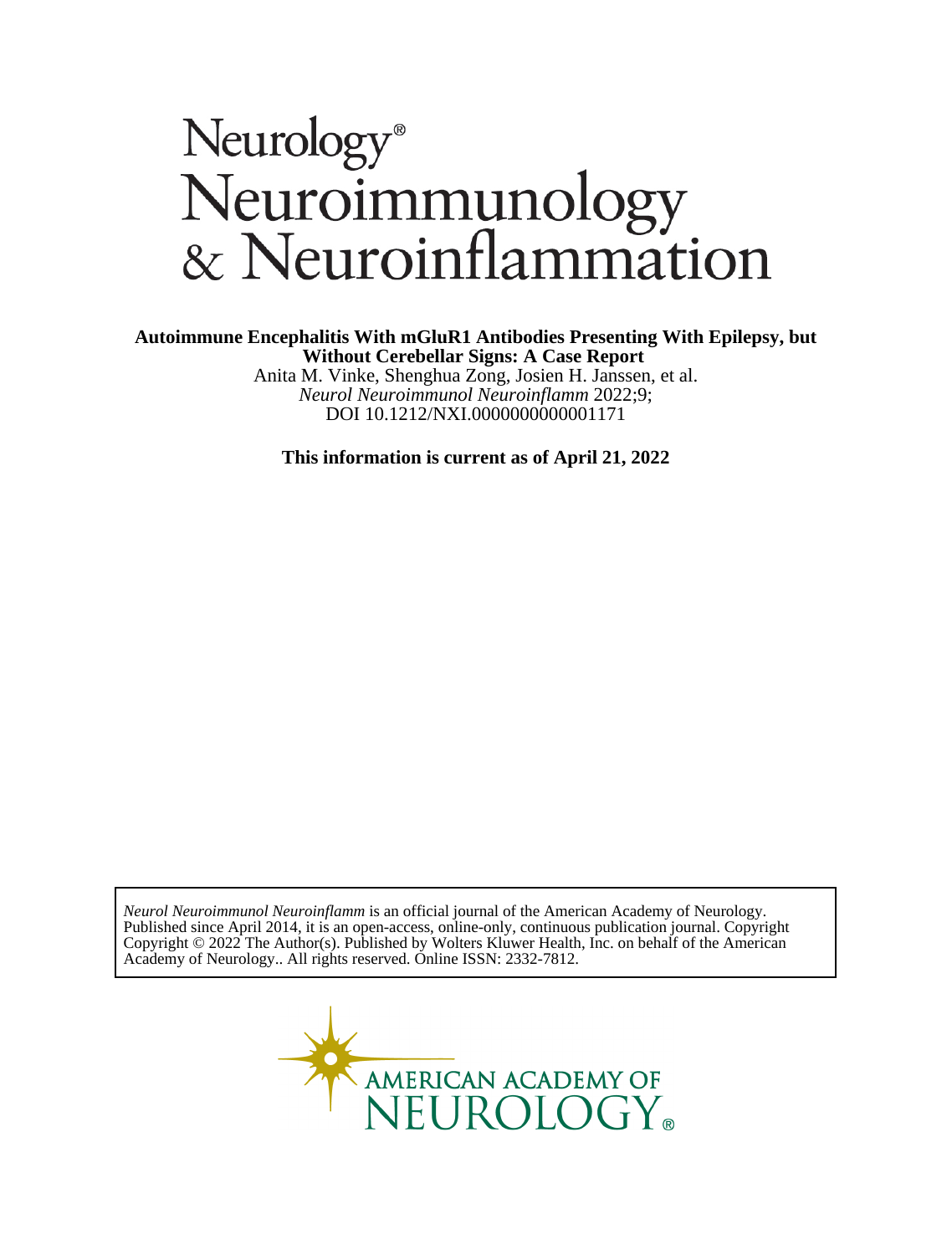# Neurology® Neuroimmunology & Neuroinflammation

**Autoimmune Encephalitis With mGluR1 Antibodies Presenting With Epilepsy, but Without Cerebellar Signs: A Case Report**

Anita M. Vinke, Shenghua Zong, Josien H. Janssen, et al.

*Neurol Neuroimmunol Neuroinflamm* 2022;9;

DOI 10.1212/NXI.0000000000001171

**This information is current as of April 21, 2022**

*Neurol Neuroimmunol Neuroinflamm* is an official journal of the American Academy of Neurology. Published since April 2014, it is an open-access, online-only, continuous publication journal. Copyright Copyright © 2022 The Author(s). Published by Wolters Kluwer Health, Inc. on behalf of the American Academy of Neurology.. All rights reserved. Online ISSN: 2332-7812.

AMERICAN ACADEMY OF NEUROLOGY®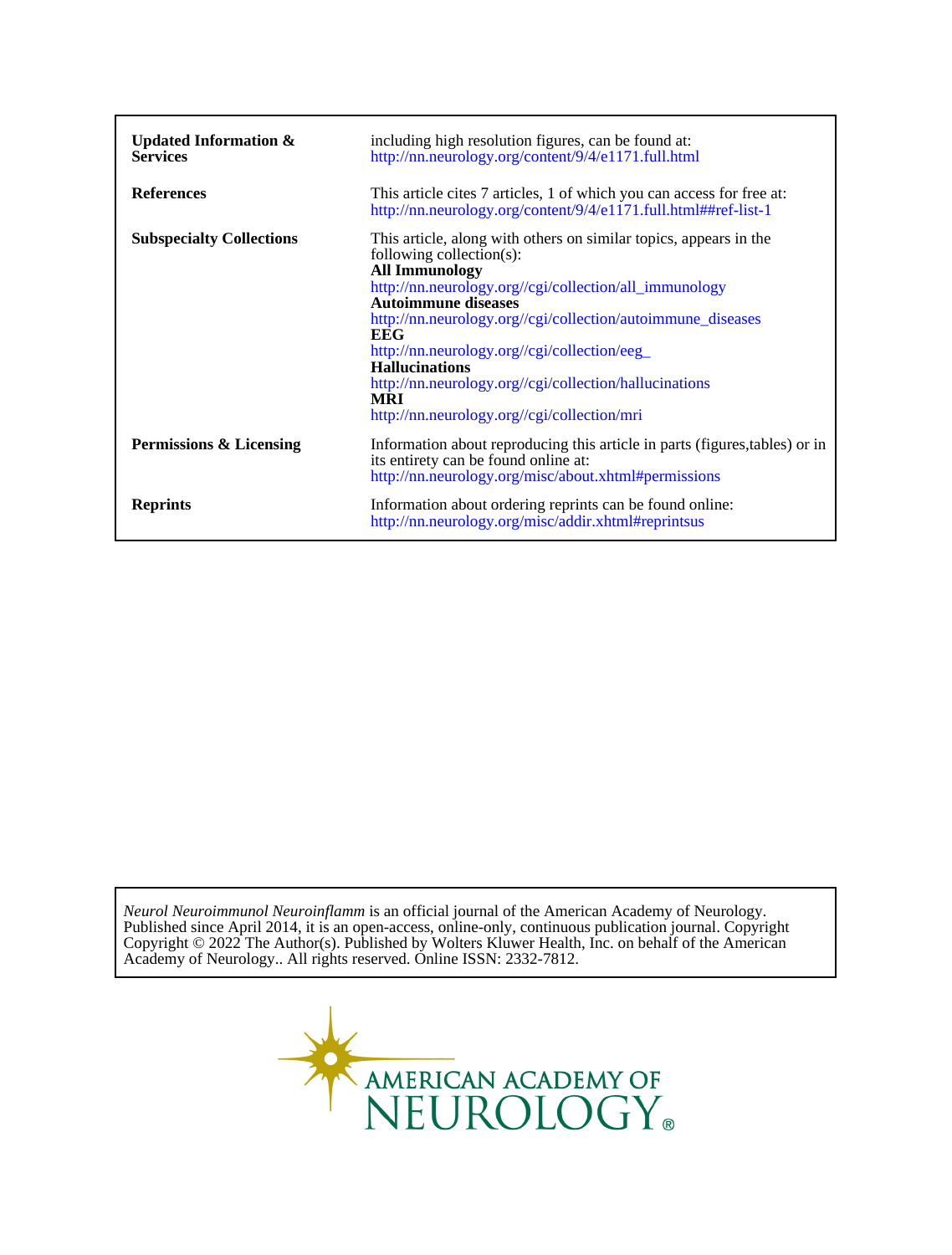| | |
|---|---|
| **Updated Information & Services** | including high resolution figures, can be found at: http://nn.neurology.org/content/9/4/e1171.full.html |
| **References** | This article cites 7 articles, 1 of which you can access for free at: http://nn.neurology.org/content/9/4/e1171.full.html##ref-list-1 |
| **Subspecialty Collections** | This article, along with others on similar topics, appears in the following collection(s): **All Immunology** http://nn.neurology.org//cgi/collection/all_immunology **Autoimmune diseases** http://nn.neurology.org//cgi/collection/autoimmune_diseases **EEG** http://nn.neurology.org//cgi/collection/eeg_ **Hallucinations** http://nn.neurology.org//cgi/collection/hallucinations **MRI** http://nn.neurology.org//cgi/collection/mri |
| **Permissions & Licensing** | Information about reproducing this article in parts (figures,tables) or in its entirety can be found online at: http://nn.neurology.org/misc/about.xhtml#permissions |
| **Reprints** | Information about ordering reprints can be found online: http://nn.neurology.org/misc/addir.xhtml#reprintsus |

*Neurol Neuroimmunol Neuroinflamm* is an official journal of the American Academy of Neurology. Published since April 2014, it is an open-access, online-only, continuous publication journal. Copyright Copyright © 2022 The Author(s). Published by Wolters Kluwer Health, Inc. on behalf of the American Academy of Neurology.. All rights reserved. Online ISSN: 2332-7812.

AMERICAN ACADEMY OF NEUROLOGY®